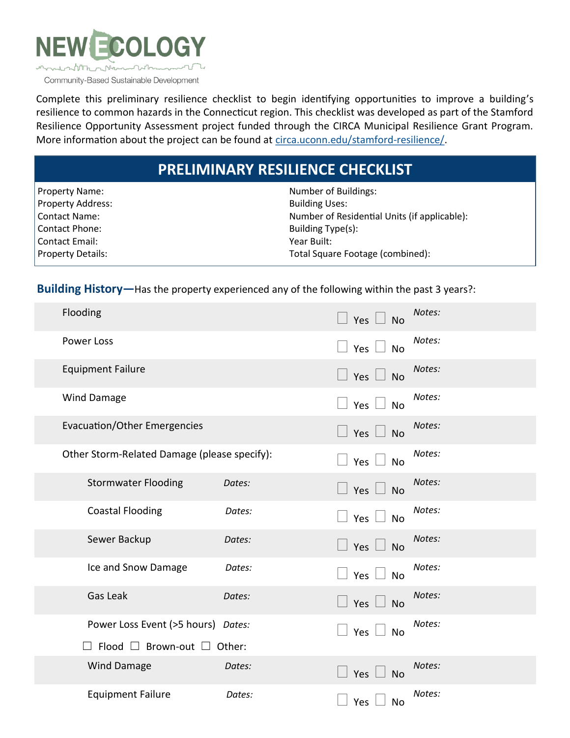NEW ECOLOGY

Community-Based Sustainable Development

Complete this preliminary resilience checklist to begin identifying opportunities to improve a building's resilience to common hazards in the Connecticut region. This checklist was developed as part of the Stamford Resilience Opportunity Assessment project funded through the CIRCA Municipal Resilience Grant Program. More information about the project can be found at [circa.uconn.edu/stamford-resilience/](circa.uconn.edu/stamford-resilience/).

## PRELIMINARY RESILIENCE CHECKLIST

| | |
|---|---|
| Property Name: | Number of Buildings: |
| Property Address: | Building Uses: |
| Contact Name: | Number of Residential Units (if applicable): |
| Contact Phone: | Building Type(s): |
| Contact Email: | Year Built: |
| Property Details: | Total Square Footage (combined): |

**Building History—**Has the property experienced any of the following within the past 3 years?:

| Item | Dates | Response | Notes |
|---|---|---|---|
| Flooding | | ☐ Yes ☐ No | *Notes:* |
| Power Loss | | ☐ Yes ☐ No | *Notes:* |
| Equipment Failure | | ☐ Yes ☐ No | *Notes:* |
| Wind Damage | | ☐ Yes ☐ No | *Notes:* |
| Evacuation/Other Emergencies | | ☐ Yes ☐ No | *Notes:* |
| Other Storm-Related Damage (please specify): | | ☐ Yes ☐ No | *Notes:* |
| Stormwater Flooding | *Dates:* | ☐ Yes ☐ No | *Notes:* |
| Coastal Flooding | *Dates:* | ☐ Yes ☐ No | *Notes:* |
| Sewer Backup | *Dates:* | ☐ Yes ☐ No | *Notes:* |
| Ice and Snow Damage | *Dates:* | ☐ Yes ☐ No | *Notes:* |
| Gas Leak | *Dates:* | ☐ Yes ☐ No | *Notes:* |
| Power Loss Event (>5 hours) ☐ Flood ☐ Brown-out ☐ Other: | *Dates:* | ☐ Yes ☐ No | *Notes:* |
| Wind Damage | *Dates:* | ☐ Yes ☐ No | *Notes:* |
| Equipment Failure | *Dates:* | ☐ Yes ☐ No | *Notes:* |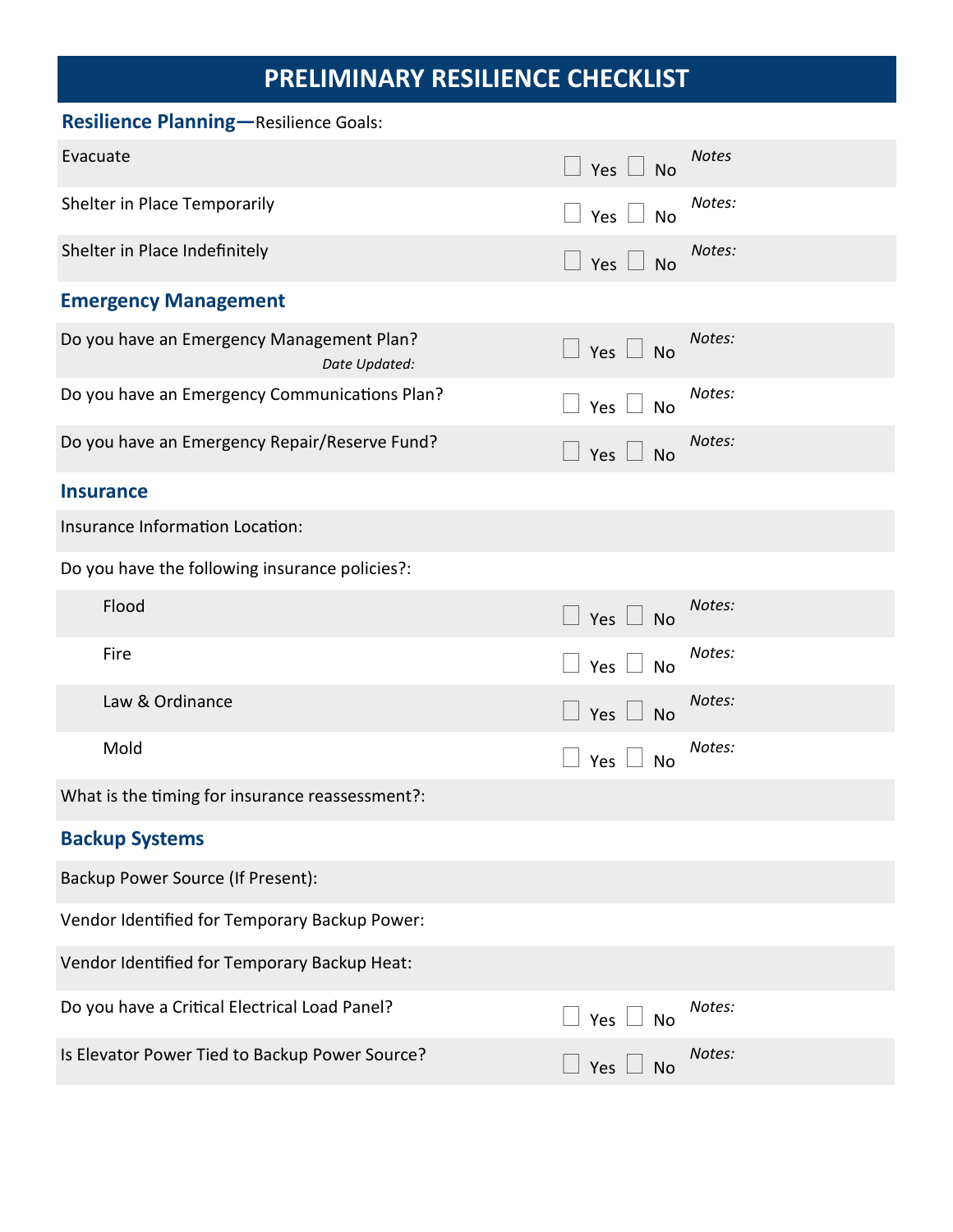# PRELIMINARY RESILIENCE CHECKLIST

## Resilience Planning—Resilience Goals:

| | | |
|---|---|---|
| Evacuate | ☐ Yes ☐ No | *Notes* |
| Shelter in Place Temporarily | ☐ Yes ☐ No | *Notes:* |
| Shelter in Place Indefinitely | ☐ Yes ☐ No | *Notes:* |

## Emergency Management

| | | |
|---|---|---|
| Do you have an Emergency Management Plan? *Date Updated:* | ☐ Yes ☐ No | *Notes:* |
| Do you have an Emergency Communications Plan? | ☐ Yes ☐ No | *Notes:* |
| Do you have an Emergency Repair/Reserve Fund? | ☐ Yes ☐ No | *Notes:* |

## Insurance

Insurance Information Location:

Do you have the following insurance policies?:

| | | |
|---|---|---|
| Flood | ☐ Yes ☐ No | *Notes:* |
| Fire | ☐ Yes ☐ No | *Notes:* |
| Law & Ordinance | ☐ Yes ☐ No | *Notes:* |
| Mold | ☐ Yes ☐ No | *Notes:* |

What is the timing for insurance reassessment?:

## Backup Systems

Backup Power Source (If Present):

Vendor Identified for Temporary Backup Power:

Vendor Identified for Temporary Backup Heat:

| | | |
|---|---|---|
| Do you have a Critical Electrical Load Panel? | ☐ Yes ☐ No | *Notes:* |
| Is Elevator Power Tied to Backup Power Source? | ☐ Yes ☐ No | *Notes:* |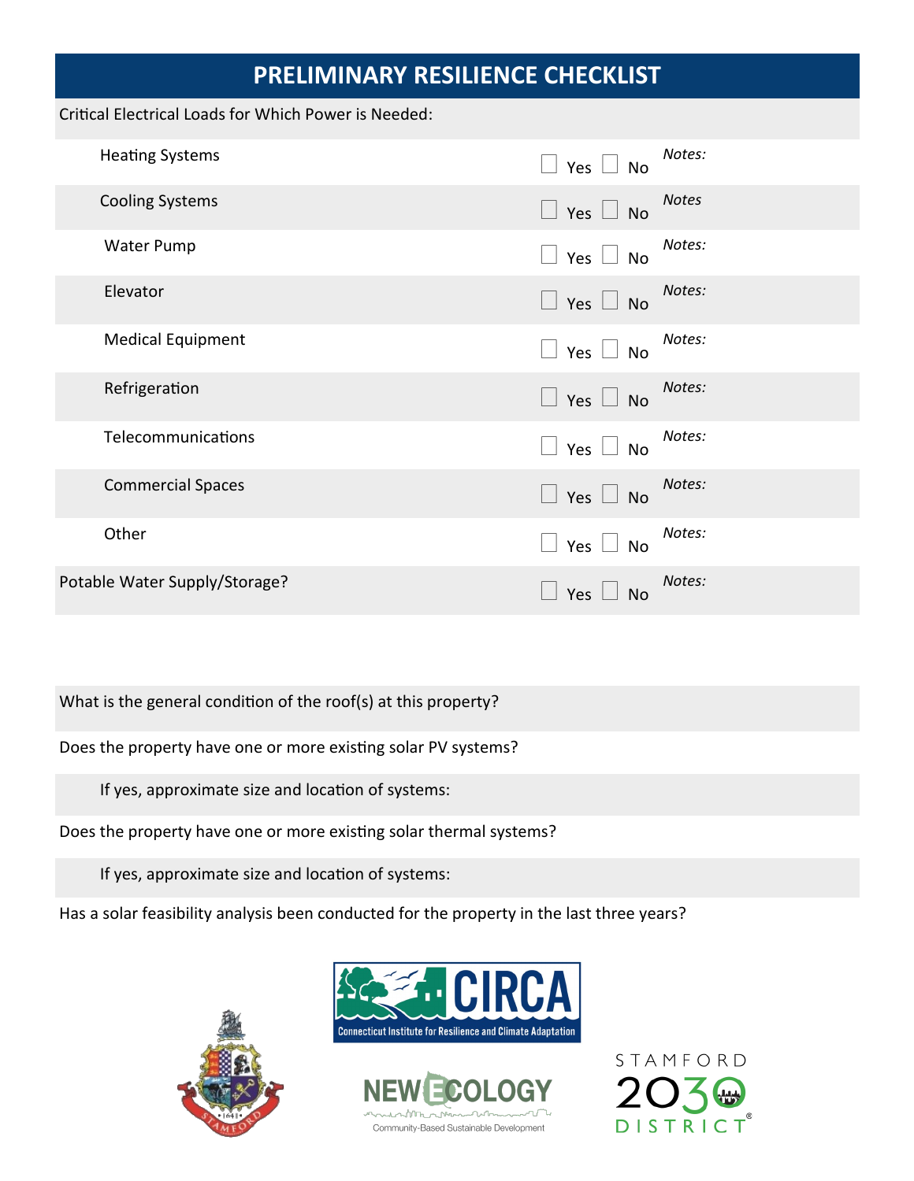## PRELIMINARY RESILIENCE CHECKLIST

Critical Electrical Loads for Which Power is Needed:

| | | |
|---|---|---|
| Heating Systems | ☐ Yes ☐ No | *Notes:* |
| Cooling Systems | ☐ Yes ☐ No | *Notes* |
| Water Pump | ☐ Yes ☐ No | *Notes:* |
| Elevator | ☐ Yes ☐ No | *Notes:* |
| Medical Equipment | ☐ Yes ☐ No | *Notes:* |
| Refrigeration | ☐ Yes ☐ No | *Notes:* |
| Telecommunications | ☐ Yes ☐ No | *Notes:* |
| Commercial Spaces | ☐ Yes ☐ No | *Notes:* |
| Other | ☐ Yes ☐ No | *Notes:* |
| Potable Water Supply/Storage? | ☐ Yes ☐ No | *Notes:* |

What is the general condition of the roof(s) at this property?

Does the property have one or more existing solar PV systems?

If yes, approximate size and location of systems:

Does the property have one or more existing solar thermal systems?

If yes, approximate size and location of systems:

Has a solar feasibility analysis been conducted for the property in the last three years?

CIRCA Connecticut Institute for Resilience and Climate Adaptation

NEW ECOLOGY Community-Based Sustainable Development

STAMFORD 2030 DISTRICT